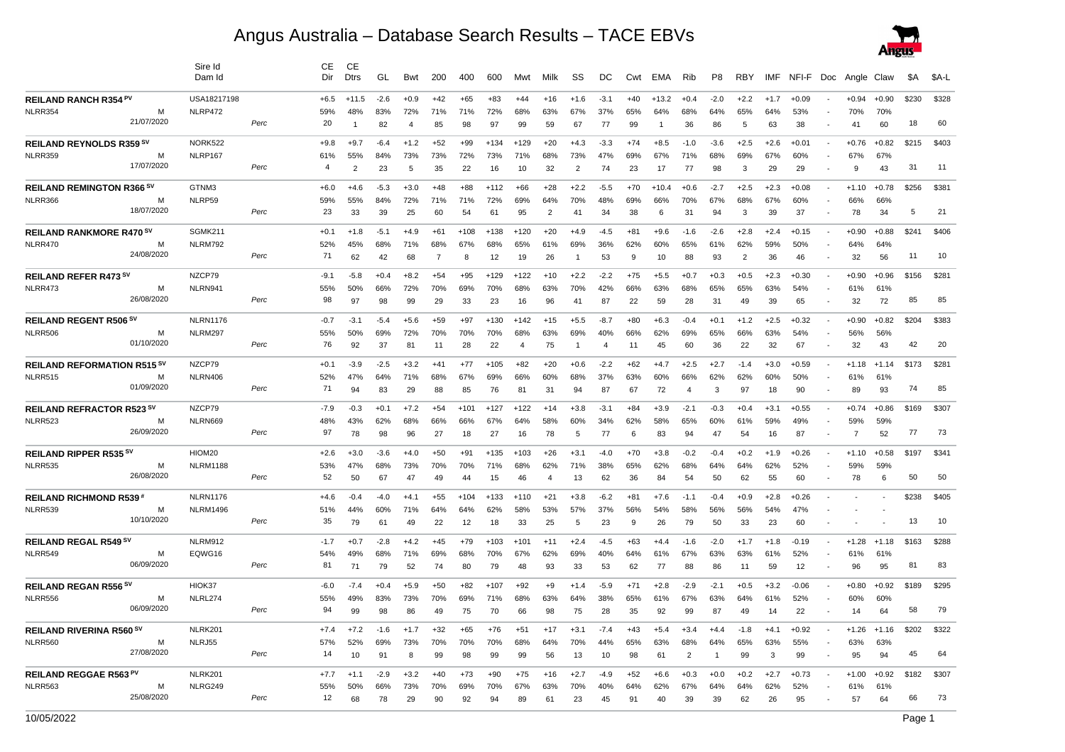# Angus Australia – Database Search Results – TACE EBVs

| Name / Ident / Sex / DOB | Sire Id / Dam Id | | CE Dir | CE Dtrs | GL | Bwt | 200 | 400 | 600 | Mwt | Milk | SS | DC | Cwt | EMA | Rib | P8 | RBY | IMF | NFI-F | Doc | Angle | Claw | $A | $A-L |
|---|---|---|---|---|---|---|---|---|---|---|---|---|---|---|---|---|---|---|---|---|---|---|---|---|---|
| **REILAND RANCH R354 PV** | USA18217198 | | +6.5 | +11.5 | -2.6 | +0.9 | +42 | +65 | +83 | +44 | +16 | +1.6 | -3.1 | +40 | +13.2 | +0.4 | -2.0 | +2.2 | +1.7 | +0.09 | - | +0.94 | +0.90 | $230 | $328 |
| NLRR354 M | NLRP472 | | 59% | 48% | 83% | 72% | 71% | 71% | 72% | 68% | 63% | 67% | 37% | 65% | 64% | 68% | 64% | 65% | 64% | 53% | - | 70% | 70% | | |
| 21/07/2020 | | Perc | 20 | 1 | 82 | 4 | 85 | 98 | 97 | 99 | 59 | 67 | 77 | 99 | 1 | 36 | 86 | 5 | 63 | 38 | - | 41 | 60 | 18 | 60 |
| **REILAND REYNOLDS R359 SV** | NORK522 | | +9.8 | +9.7 | -6.4 | +1.2 | +52 | +99 | +134 | +129 | +20 | +4.3 | -3.3 | +74 | +8.5 | -1.0 | -3.6 | +2.5 | +2.6 | +0.01 | - | +0.76 | +0.82 | $215 | $403 |
| NLRR359 M | NLRP167 | | 61% | 55% | 84% | 73% | 73% | 72% | 73% | 71% | 68% | 73% | 47% | 69% | 67% | 71% | 68% | 69% | 67% | 60% | - | 67% | 67% | | |
| 17/07/2020 | | Perc | 4 | 2 | 23 | 5 | 35 | 22 | 16 | 10 | 32 | 2 | 74 | 23 | 17 | 77 | 98 | 3 | 29 | 29 | - | 9 | 43 | 31 | 11 |
| **REILAND REMINGTON R366 SV** | GTNM3 | | +6.0 | +4.6 | -5.3 | +3.0 | +48 | +88 | +112 | +66 | +28 | +2.2 | -5.5 | +70 | +10.4 | +0.6 | -2.7 | +2.5 | +2.3 | +0.08 | - | +1.10 | +0.78 | $256 | $381 |
| NLRR366 M | NLRP59 | | 59% | 55% | 84% | 72% | 71% | 71% | 72% | 69% | 64% | 70% | 48% | 69% | 66% | 70% | 67% | 68% | 67% | 60% | - | 66% | 66% | | |
| 18/07/2020 | | Perc | 23 | 33 | 39 | 25 | 60 | 54 | 61 | 95 | 2 | 41 | 34 | 38 | 6 | 31 | 94 | 3 | 39 | 37 | - | 78 | 34 | 5 | 21 |
| **REILAND RANKMORE R470 SV** | SGMK211 | | +0.1 | +1.8 | -5.1 | +4.9 | +61 | +108 | +138 | +120 | +20 | +4.9 | -4.5 | +81 | +9.6 | -1.6 | -2.6 | +2.8 | +2.4 | +0.15 | - | +0.90 | +0.88 | $241 | $406 |
| NLRR470 M | NLRM792 | | 52% | 45% | 68% | 71% | 68% | 67% | 68% | 65% | 61% | 69% | 36% | 62% | 60% | 65% | 61% | 62% | 59% | 50% | - | 64% | 64% | | |
| 24/08/2020 | | Perc | 71 | 62 | 42 | 68 | 7 | 8 | 12 | 19 | 26 | 1 | 53 | 9 | 10 | 88 | 93 | 2 | 36 | 46 | - | 32 | 56 | 11 | 10 |
| **REILAND REFER R473 SV** | NZCP79 | | -9.1 | -5.8 | +0.4 | +8.2 | +54 | +95 | +129 | +122 | +10 | +2.2 | -2.2 | +75 | +5.5 | +0.7 | +0.3 | +0.5 | +2.3 | +0.30 | - | +0.90 | +0.96 | $156 | $281 |
| NLRR473 M | NLRN941 | | 55% | 50% | 66% | 72% | 70% | 69% | 70% | 68% | 63% | 70% | 42% | 66% | 63% | 68% | 65% | 65% | 63% | 54% | - | 61% | 61% | | |
| 26/08/2020 | | Perc | 98 | 97 | 98 | 99 | 29 | 33 | 23 | 16 | 96 | 41 | 87 | 22 | 59 | 28 | 31 | 49 | 39 | 65 | - | 32 | 72 | 85 | 85 |
| **REILAND REGENT R506 SV** | NLRN1176 | | -0.7 | -3.1 | -5.4 | +5.6 | +59 | +97 | +130 | +142 | +15 | +5.5 | -8.7 | +80 | +6.3 | -0.4 | +0.1 | +1.2 | +2.5 | +0.32 | - | +0.90 | +0.82 | $204 | $383 |
| NLRR506 M | NLRM297 | | 55% | 50% | 69% | 72% | 70% | 70% | 70% | 68% | 63% | 69% | 40% | 66% | 62% | 69% | 65% | 66% | 63% | 54% | - | 56% | 56% | | |
| 01/10/2020 | | Perc | 76 | 92 | 37 | 81 | 11 | 28 | 22 | 4 | 75 | 1 | 4 | 11 | 45 | 60 | 36 | 22 | 32 | 67 | - | 32 | 43 | 42 | 20 |
| **REILAND REFORMATION R515 SV** | NZCP79 | | +0.1 | -3.9 | -2.5 | +3.2 | +41 | +77 | +105 | +82 | +20 | +0.6 | -2.2 | +62 | +4.7 | +2.5 | +2.7 | -1.4 | +3.0 | +0.59 | - | +1.18 | +1.14 | $173 | $281 |
| NLRR515 M | NLRN406 | | 52% | 47% | 64% | 71% | 68% | 67% | 69% | 66% | 60% | 68% | 37% | 63% | 60% | 66% | 62% | 62% | 60% | 50% | - | 61% | 61% | | |
| 01/09/2020 | | Perc | 71 | 94 | 83 | 29 | 88 | 85 | 76 | 81 | 31 | 94 | 87 | 67 | 72 | 4 | 3 | 97 | 18 | 90 | - | 89 | 93 | 74 | 85 |
| **REILAND REFRACTOR R523 SV** | NZCP79 | | -7.9 | -0.3 | +0.1 | +7.2 | +54 | +101 | +127 | +122 | +14 | +3.8 | -3.1 | +84 | +3.9 | -2.1 | -0.3 | +0.4 | +3.1 | +0.55 | - | +0.74 | +0.86 | $169 | $307 |
| NLRR523 M | NLRN669 | | 48% | 43% | 62% | 68% | 66% | 66% | 67% | 64% | 58% | 60% | 34% | 62% | 58% | 65% | 60% | 61% | 59% | 49% | - | 59% | 59% | | |
| 26/09/2020 | | Perc | 97 | 78 | 98 | 96 | 27 | 18 | 27 | 16 | 78 | 5 | 77 | 6 | 83 | 94 | 47 | 54 | 16 | 87 | - | 7 | 52 | 77 | 73 |
| **REILAND RIPPER R535 SV** | HIOM20 | | +2.6 | +3.0 | -3.6 | +4.0 | +50 | +91 | +135 | +103 | +26 | +3.1 | -4.0 | +70 | +3.8 | -0.2 | -0.4 | +0.2 | +1.9 | +0.26 | - | +1.10 | +0.58 | $197 | $341 |
| NLRR535 M | NLRM1188 | | 53% | 47% | 68% | 73% | 70% | 70% | 71% | 68% | 62% | 71% | 38% | 65% | 62% | 68% | 64% | 64% | 62% | 52% | - | 59% | 59% | | |
| 26/08/2020 | | Perc | 52 | 50 | 67 | 47 | 49 | 44 | 15 | 46 | 4 | 13 | 62 | 36 | 84 | 54 | 50 | 62 | 55 | 60 | - | 78 | 6 | 50 | 50 |
| **REILAND RICHMOND R539 #** | NLRN1176 | | +4.6 | -0.4 | -4.0 | +4.1 | +55 | +104 | +133 | +110 | +21 | +3.8 | -6.2 | +81 | +7.6 | -1.1 | -0.4 | +0.9 | +2.8 | +0.26 | - | - | - | $238 | $405 |
| NLRR539 M | NLRM1496 | | 51% | 44% | 60% | 71% | 64% | 64% | 62% | 58% | 53% | 57% | 37% | 56% | 54% | 58% | 56% | 56% | 54% | 47% | - | - | - | | |
| 10/10/2020 | | Perc | 35 | 79 | 61 | 49 | 22 | 12 | 18 | 33 | 25 | 5 | 23 | 9 | 26 | 79 | 50 | 33 | 23 | 60 | - | - | - | 13 | 10 |
| **REILAND REGAL R549 SV** | NLRM912 | | -1.7 | +0.7 | -2.8 | +4.2 | +45 | +79 | +103 | +101 | +11 | +2.4 | -4.5 | +63 | +4.4 | -1.6 | -2.0 | +1.7 | +1.8 | -0.19 | - | +1.28 | +1.18 | $163 | $288 |
| NLRR549 M | EQWG16 | | 54% | 49% | 68% | 71% | 69% | 68% | 70% | 67% | 62% | 69% | 40% | 64% | 61% | 67% | 63% | 63% | 61% | 52% | - | 61% | 61% | | |
| 06/09/2020 | | Perc | 81 | 71 | 79 | 52 | 74 | 80 | 79 | 48 | 93 | 33 | 53 | 62 | 77 | 88 | 86 | 11 | 59 | 12 | - | 96 | 95 | 81 | 83 |
| **REILAND REGAN R556 SV** | HIOK37 | | -6.0 | -7.4 | +0.4 | +5.9 | +50 | +82 | +107 | +92 | +9 | +1.4 | -5.9 | +71 | +2.8 | -2.9 | -2.1 | +0.5 | +3.2 | -0.06 | - | +0.80 | +0.92 | $189 | $295 |
| NLRR556 M | NLRL274 | | 55% | 49% | 83% | 73% | 70% | 69% | 71% | 68% | 63% | 64% | 38% | 65% | 61% | 67% | 63% | 64% | 61% | 52% | - | 60% | 60% | | |
| 06/09/2020 | | Perc | 94 | 99 | 98 | 86 | 49 | 75 | 70 | 66 | 98 | 75 | 28 | 35 | 92 | 99 | 87 | 49 | 14 | 22 | - | 14 | 64 | 58 | 79 |
| **REILAND RIVERINA R560 SV** | NLRK201 | | +7.4 | +7.2 | -1.6 | +1.7 | +32 | +65 | +76 | +51 | +17 | +3.1 | -7.4 | +43 | +5.4 | +3.4 | +4.4 | -1.8 | +4.1 | +0.92 | - | +1.26 | +1.16 | $202 | $322 |
| NLRR560 M | NLRJ55 | | 57% | 52% | 69% | 73% | 70% | 70% | 70% | 68% | 64% | 70% | 44% | 65% | 63% | 68% | 64% | 65% | 63% | 55% | - | 63% | 63% | | |
| 27/08/2020 | | Perc | 14 | 10 | 91 | 8 | 99 | 98 | 99 | 99 | 56 | 13 | 10 | 98 | 61 | 2 | 1 | 99 | 3 | 99 | - | 95 | 94 | 45 | 64 |
| **REILAND REGGAE R563 PV** | NLRK201 | | +7.7 | +1.1 | -2.9 | +3.2 | +40 | +73 | +90 | +75 | +16 | +2.7 | -4.9 | +52 | +6.6 | +0.3 | +0.0 | +0.2 | +2.7 | +0.73 | - | +1.00 | +0.92 | $182 | $307 |
| NLRR563 M | NLRG249 | | 55% | 50% | 66% | 73% | 70% | 69% | 70% | 67% | 63% | 70% | 40% | 64% | 62% | 67% | 64% | 64% | 62% | 52% | - | 61% | 61% | | |
| 25/08/2020 | | Perc | 12 | 68 | 78 | 29 | 90 | 92 | 94 | 89 | 61 | 23 | 45 | 91 | 40 | 39 | 39 | 62 | 26 | 95 | - | 57 | 64 | 66 | 73 |

10/05/2022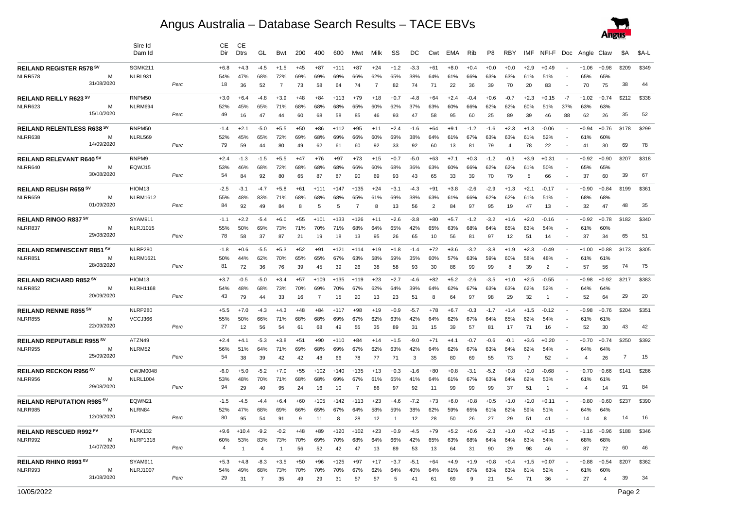# Angus Australia – Database Search Results – TACE EBVs

| | Sire Id / Dam Id | | CE Dir | CE Dtrs | GL | Bwt | 200 | 400 | 600 | Mwt | Milk | SS | DC | Cwt | EMA | Rib | P8 | RBY | IMF | NFI-F | Doc | Angle | Claw | $A | $A-L |
|---|---|---|---|---|---|---|---|---|---|---|---|---|---|---|---|---|---|---|---|---|---|---|---|---|---|
| **REILAND REGISTER R578 SV** | SGMK211 | | +6.8 | +4.3 | -4.5 | +1.5 | +45 | +87 | +111 | +87 | +24 | +1.2 | -3.3 | +61 | +8.0 | +0.4 | +0.0 | +0.0 | +2.9 | +0.49 | - | +1.06 | +0.98 | $209 | $349 |
| NLRR578 M | NLRL931 | | 54% | 47% | 68% | 72% | 69% | 69% | 69% | 66% | 62% | 65% | 38% | 64% | 61% | 66% | 63% | 63% | 61% | 51% | - | 65% | 65% | | |
| 31/08/2020 | | Perc | 18 | 36 | 52 | 7 | 73 | 58 | 64 | 74 | 7 | 82 | 74 | 71 | 22 | 36 | 39 | 70 | 20 | 83 | - | 70 | 75 | 38 | 44 |
| **REILAND REILLY R623 SV** | RNPM50 | | +3.0 | +6.4 | -4.8 | +3.9 | +48 | +84 | +113 | +79 | +18 | +0.7 | -4.8 | +64 | +2.4 | -0.4 | +0.6 | -0.7 | +2.3 | +0.15 | -7 | +1.02 | +0.74 | $212 | $338 |
| NLRR623 M | NLRM694 | | 52% | 45% | 65% | 71% | 68% | 68% | 68% | 65% | 60% | 62% | 37% | 63% | 60% | 66% | 62% | 62% | 60% | 51% | 37% | 63% | 63% | | |
| 15/10/2020 | | Perc | 49 | 16 | 47 | 44 | 60 | 68 | 58 | 85 | 46 | 93 | 47 | 58 | 95 | 60 | 25 | 89 | 39 | 46 | 88 | 62 | 26 | 35 | 52 |
| **REILAND RELENTLESS R638 SV** | RNPM50 | | -1.4 | +2.1 | -5.0 | +5.5 | +50 | +86 | +112 | +95 | +11 | +2.4 | -1.6 | +64 | +9.1 | -1.2 | -1.6 | +2.3 | +1.3 | -0.06 | - | +0.94 | +0.76 | $178 | $299 |
| NLRR638 M | NLRL569 | | 52% | 45% | 65% | 72% | 69% | 68% | 69% | 66% | 60% | 69% | 38% | 64% | 61% | 67% | 63% | 63% | 61% | 52% | - | 61% | 60% | | |
| 14/09/2020 | | Perc | 79 | 59 | 44 | 80 | 49 | 62 | 61 | 60 | 92 | 33 | 92 | 60 | 13 | 81 | 79 | 4 | 78 | 22 | - | 41 | 30 | 69 | 78 |
| **REILAND RELEVANT R640 SV** | RNPM9 | | +2.4 | -1.3 | -1.5 | +5.5 | +47 | +76 | +97 | +73 | +15 | +0.7 | -5.0 | +63 | +7.1 | +0.3 | -1.2 | -0.3 | +3.9 | +0.31 | - | +0.92 | +0.90 | $207 | $318 |
| NLRR640 M | EQWJ15 | | 53% | 46% | 68% | 72% | 68% | 68% | 68% | 66% | 60% | 68% | 36% | 63% | 60% | 66% | 62% | 62% | 61% | 50% | - | 65% | 65% | | |
| 30/08/2020 | | Perc | 54 | 84 | 92 | 80 | 65 | 87 | 87 | 90 | 69 | 93 | 43 | 65 | 33 | 39 | 70 | 79 | 5 | 66 | - | 37 | 60 | 39 | 67 |
| **REILAND RELISH R659 SV** | HIOM13 | | -2.5 | -3.1 | -4.7 | +5.8 | +61 | +111 | +147 | +135 | +24 | +3.1 | -4.3 | +91 | +3.8 | -2.6 | -2.9 | +1.3 | +2.1 | -0.17 | - | +0.90 | +0.84 | $199 | $361 |
| NLRR659 M | NLRM1612 | | 55% | 48% | 83% | 71% | 68% | 68% | 68% | 65% | 61% | 69% | 38% | 63% | 61% | 66% | 62% | 62% | 61% | 51% | - | 68% | 68% | | |
| 01/09/2020 | | Perc | 84 | 92 | 49 | 84 | 8 | 5 | 5 | 7 | 8 | 13 | 56 | 2 | 84 | 97 | 95 | 19 | 47 | 13 | - | 32 | 47 | 48 | 35 |
| **REILAND RINGO R837 SV** | SYAM911 | | -1.1 | +2.2 | -5.4 | +6.0 | +55 | +101 | +133 | +126 | +11 | +2.6 | -3.8 | +80 | +5.7 | -1.2 | -3.2 | +1.6 | +2.0 | -0.16 | - | +0.92 | +0.78 | $182 | $340 |
| NLRR837 M | NLRJ1015 | | 55% | 50% | 69% | 73% | 71% | 70% | 71% | 68% | 64% | 65% | 42% | 65% | 63% | 68% | 64% | 65% | 63% | 54% | - | 61% | 60% | | |
| 29/08/2020 | | Perc | 78 | 58 | 37 | 87 | 21 | 19 | 18 | 13 | 95 | 26 | 65 | 10 | 56 | 81 | 97 | 12 | 51 | 14 | - | 37 | 34 | 65 | 51 |
| **REILAND REMINISCENT R851 SV** | NLRP280 | | -1.8 | +0.6 | -5.5 | +5.3 | +52 | +91 | +121 | +114 | +19 | +1.8 | -1.4 | +72 | +3.6 | -3.2 | -3.8 | +1.9 | +2.3 | -0.49 | - | +1.00 | +0.88 | $173 | $305 |
| NLRR851 M | NLRM1621 | | 50% | 44% | 62% | 70% | 65% | 65% | 67% | 63% | 58% | 59% | 35% | 60% | 57% | 63% | 59% | 60% | 58% | 48% | - | 61% | 61% | | |
| 28/08/2020 | | Perc | 81 | 72 | 36 | 76 | 39 | 45 | 39 | 26 | 38 | 58 | 93 | 30 | 86 | 99 | 99 | 8 | 39 | 2 | - | 57 | 56 | 74 | 75 |
| **REILAND RICHARD R852 SV** | HIOM13 | | +3.7 | -0.5 | -5.0 | +3.4 | +57 | +109 | +135 | +119 | +23 | +2.7 | -4.6 | +82 | +5.2 | -2.6 | -3.5 | +1.0 | +2.5 | -0.55 | - | +0.98 | +0.92 | $217 | $383 |
| NLRR852 M | NLRH1168 | | 54% | 48% | 68% | 73% | 70% | 69% | 70% | 67% | 62% | 64% | 39% | 64% | 62% | 67% | 63% | 63% | 62% | 52% | - | 64% | 64% | | |
| 20/09/2020 | | Perc | 43 | 79 | 44 | 33 | 16 | 7 | 15 | 20 | 13 | 23 | 51 | 8 | 64 | 97 | 98 | 29 | 32 | 1 | - | 52 | 64 | 29 | 20 |
| **REILAND RENNIE R855 SV** | NLRP280 | | +5.5 | +7.0 | -4.3 | +4.3 | +48 | +84 | +117 | +98 | +19 | +0.9 | -5.7 | +78 | +6.7 | -0.3 | -1.7 | +1.4 | +1.5 | -0.12 | - | +0.98 | +0.76 | $204 | $351 |
| NLRR855 M | VCCJ366 | | 55% | 50% | 66% | 71% | 68% | 68% | 69% | 67% | 62% | 63% | 42% | 64% | 62% | 67% | 64% | 65% | 62% | 54% | - | 61% | 61% | | |
| 22/09/2020 | | Perc | 27 | 12 | 56 | 54 | 61 | 68 | 49 | 55 | 35 | 89 | 31 | 15 | 39 | 57 | 81 | 17 | 71 | 16 | - | 52 | 30 | 43 | 42 |
| **REILAND REPUTABLE R955 SV** | ATZN49 | | +2.4 | +4.1 | -5.3 | +3.8 | +51 | +90 | +110 | +84 | +14 | +1.5 | -9.0 | +71 | +4.1 | -0.7 | -0.6 | -0.1 | +3.6 | +0.20 | - | +0.70 | +0.74 | $250 | $392 |
| NLRR955 M | NLRM52 | | 56% | 51% | 64% | 71% | 69% | 68% | 69% | 67% | 62% | 63% | 42% | 64% | 62% | 67% | 63% | 64% | 62% | 54% | - | 64% | 64% | | |
| 25/09/2020 | | Perc | 54 | 38 | 39 | 42 | 42 | 48 | 66 | 78 | 77 | 71 | 3 | 35 | 80 | 69 | 55 | 73 | 7 | 52 | - | 4 | 26 | 7 | 15 |
| **REILAND RECKON R956 SV** | CWJM0048 | | -6.0 | +5.0 | -5.2 | +7.0 | +55 | +102 | +140 | +135 | +13 | +0.3 | -1.6 | +80 | +0.8 | -3.1 | -5.2 | +0.8 | +2.0 | -0.68 | - | +0.70 | +0.66 | $141 | $286 |
| NLRR956 M | NLRL1004 | | 53% | 48% | 70% | 71% | 68% | 68% | 69% | 67% | 61% | 65% | 41% | 64% | 61% | 67% | 63% | 64% | 62% | 53% | - | 61% | 61% | | |
| 29/08/2020 | | Perc | 94 | 29 | 40 | 95 | 24 | 16 | 10 | 7 | 86 | 97 | 92 | 11 | 99 | 99 | 99 | 37 | 51 | 1 | - | 4 | 14 | 91 | 84 |
| **REILAND REPUTATION R985 SV** | EQWN21 | | -1.5 | -4.5 | -4.4 | +6.4 | +60 | +105 | +142 | +113 | +23 | +4.6 | -7.2 | +73 | +6.0 | +0.8 | +0.5 | +1.0 | +2.0 | +0.11 | - | +0.80 | +0.60 | $237 | $390 |
| NLRR985 M | NLRN84 | | 52% | 47% | 68% | 69% | 66% | 65% | 67% | 64% | 58% | 59% | 38% | 62% | 59% | 65% | 61% | 62% | 59% | 51% | - | 64% | 64% | | |
| 12/09/2020 | | Perc | 80 | 95 | 54 | 91 | 9 | 11 | 8 | 28 | 12 | 1 | 12 | 28 | 50 | 26 | 27 | 29 | 51 | 41 | - | 14 | 8 | 14 | 16 |
| **REILAND RESCUED R992 PV** | TFAK132 | | +9.6 | +10.4 | -9.2 | -0.2 | +48 | +89 | +120 | +102 | +23 | +0.9 | -4.5 | +79 | +5.2 | +0.6 | -2.3 | +1.0 | +0.2 | +0.15 | - | +1.16 | +0.96 | $188 | $346 |
| NLRR992 M | NLRP1318 | | 60% | 53% | 83% | 73% | 70% | 69% | 70% | 68% | 64% | 66% | 42% | 65% | 63% | 68% | 64% | 64% | 63% | 54% | - | 68% | 68% | | |
| 14/07/2020 | | Perc | 4 | 1 | 4 | 1 | 56 | 52 | 42 | 47 | 13 | 89 | 53 | 13 | 64 | 31 | 90 | 29 | 98 | 46 | - | 87 | 72 | 60 | 46 |
| **REILAND RHINO R993 SV** | SYAM911 | | +5.3 | +4.8 | -8.3 | +3.5 | +50 | +96 | +125 | +97 | +17 | +3.7 | -5.1 | +64 | +4.9 | +1.9 | +0.8 | +0.4 | +1.5 | +0.07 | - | +0.88 | +0.54 | $207 | $362 |
| NLRR993 M | NLRJ1007 | | 54% | 49% | 68% | 73% | 70% | 70% | 70% | 67% | 62% | 64% | 40% | 64% | 61% | 67% | 63% | 63% | 61% | 52% | - | 61% | 60% | | |
| 31/08/2020 | | Perc | 29 | 31 | 7 | 35 | 49 | 29 | 31 | 57 | 57 | 5 | 41 | 61 | 69 | 9 | 21 | 54 | 71 | 36 | - | 27 | 4 | 39 | 34 |

10/05/2022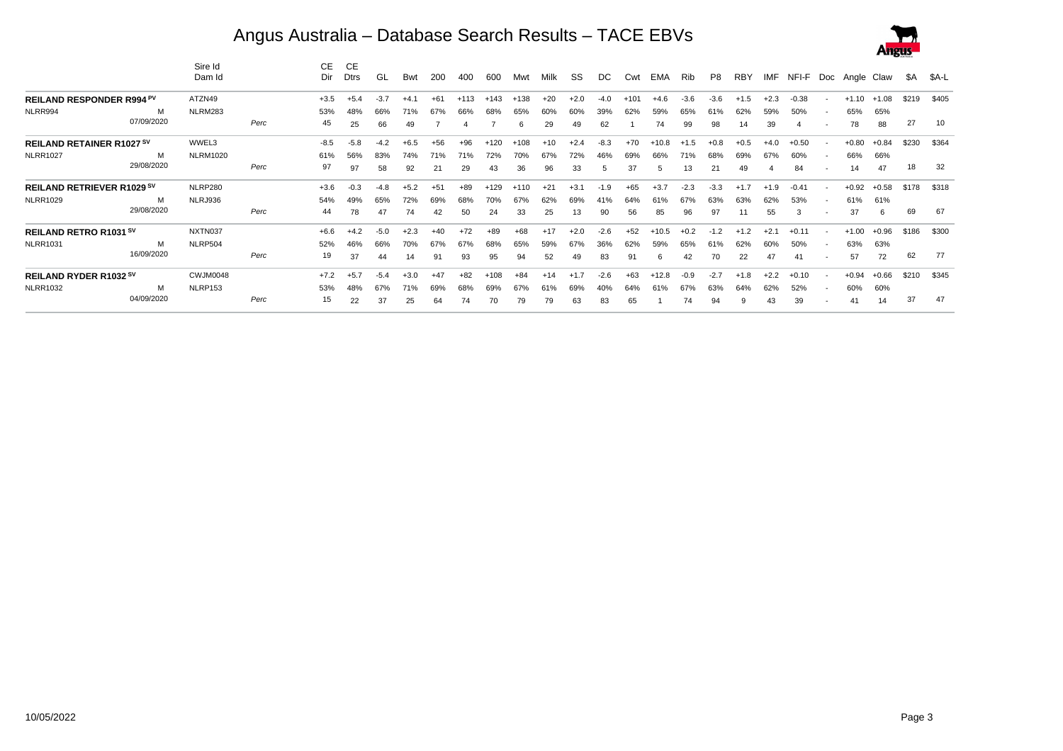# Angus Australia – Database Search Results – TACE EBVs

| | Sire Id / Dam Id | | CE Dir | CE Dtrs | GL | Bwt | 200 | 400 | 600 | Mwt | Milk | SS | DC | Cwt | EMA | Rib | P8 | RBY | IMF | NFI-F | Doc | Angle | Claw | $A | $A-L |
|---|---|---|---|---|---|---|---|---|---|---|---|---|---|---|---|---|---|---|---|---|---|---|---|---|---|
| **REILAND RESPONDER R994 PV** | ATZN49 | | +3.5 | +5.4 | -3.7 | +4.1 | +61 | +113 | +143 | +138 | +20 | +2.0 | -4.0 | +101 | +4.6 | -3.6 | -3.6 | +1.5 | +2.3 | -0.38 | - | +1.10 | +1.08 | $219 | $405 |
| NLRR994 M | NLRM283 | | 53% | 48% | 66% | 71% | 67% | 66% | 68% | 65% | 60% | 60% | 39% | 62% | 59% | 65% | 61% | 62% | 59% | 50% | - | 65% | 65% | | |
| 07/09/2020 | | Perc | 45 | 25 | 66 | 49 | 7 | 4 | 7 | 6 | 29 | 49 | 62 | 1 | 74 | 99 | 98 | 14 | 39 | 4 | - | 78 | 88 | 27 | 10 |
| **REILAND RETAINER R1027 SV** | WWEL3 | | -8.5 | -5.8 | -4.2 | +6.5 | +56 | +96 | +120 | +108 | +10 | +2.4 | -8.3 | +70 | +10.8 | +1.5 | +0.8 | +0.5 | +4.0 | +0.50 | - | +0.80 | +0.84 | $230 | $364 |
| NLRR1027 M | NLRM1020 | | 61% | 56% | 83% | 74% | 71% | 71% | 72% | 70% | 67% | 72% | 46% | 69% | 66% | 71% | 68% | 69% | 67% | 60% | - | 66% | 66% | | |
| 29/08/2020 | | Perc | 97 | 97 | 58 | 92 | 21 | 29 | 43 | 36 | 96 | 33 | 5 | 37 | 5 | 13 | 21 | 49 | 4 | 84 | - | 14 | 47 | 18 | 32 |
| **REILAND RETRIEVER R1029 SV** | NLRP280 | | +3.6 | -0.3 | -4.8 | +5.2 | +51 | +89 | +129 | +110 | +21 | +3.1 | -1.9 | +65 | +3.7 | -2.3 | -3.3 | +1.7 | +1.9 | -0.41 | - | +0.92 | +0.58 | $178 | $318 |
| NLRR1029 M | NLRJ936 | | 54% | 49% | 65% | 72% | 69% | 68% | 70% | 67% | 62% | 69% | 41% | 64% | 61% | 67% | 63% | 63% | 62% | 53% | - | 61% | 61% | | |
| 29/08/2020 | | Perc | 44 | 78 | 47 | 74 | 42 | 50 | 24 | 33 | 25 | 13 | 90 | 56 | 85 | 96 | 97 | 11 | 55 | 3 | - | 37 | 6 | 69 | 67 |
| **REILAND RETRO R1031 SV** | NXTN037 | | +6.6 | +4.2 | -5.0 | +2.3 | +40 | +72 | +89 | +68 | +17 | +2.0 | -2.6 | +52 | +10.5 | +0.2 | -1.2 | +1.2 | +2.1 | +0.11 | - | +1.00 | +0.96 | $186 | $300 |
| NLRR1031 M | NLRP504 | | 52% | 46% | 66% | 70% | 67% | 67% | 68% | 65% | 59% | 67% | 36% | 62% | 59% | 65% | 61% | 62% | 60% | 50% | - | 63% | 63% | | |
| 16/09/2020 | | Perc | 19 | 37 | 44 | 14 | 91 | 93 | 95 | 94 | 52 | 49 | 83 | 91 | 6 | 42 | 70 | 22 | 47 | 41 | - | 57 | 72 | 62 | 77 |
| **REILAND RYDER R1032 SV** | CWJM0048 | | +7.2 | +5.7 | -5.4 | +3.0 | +47 | +82 | +108 | +84 | +14 | +1.7 | -2.6 | +63 | +12.8 | -0.9 | -2.7 | +1.8 | +2.2 | +0.10 | - | +0.94 | +0.66 | $210 | $345 |
| NLRR1032 M | NLRP153 | | 53% | 48% | 67% | 71% | 69% | 68% | 69% | 67% | 61% | 69% | 40% | 64% | 61% | 67% | 63% | 64% | 62% | 52% | - | 60% | 60% | | |
| 04/09/2020 | | Perc | 15 | 22 | 37 | 25 | 64 | 74 | 70 | 79 | 79 | 63 | 83 | 65 | 1 | 74 | 94 | 9 | 43 | 39 | - | 41 | 14 | 37 | 47 |

10/05/2022